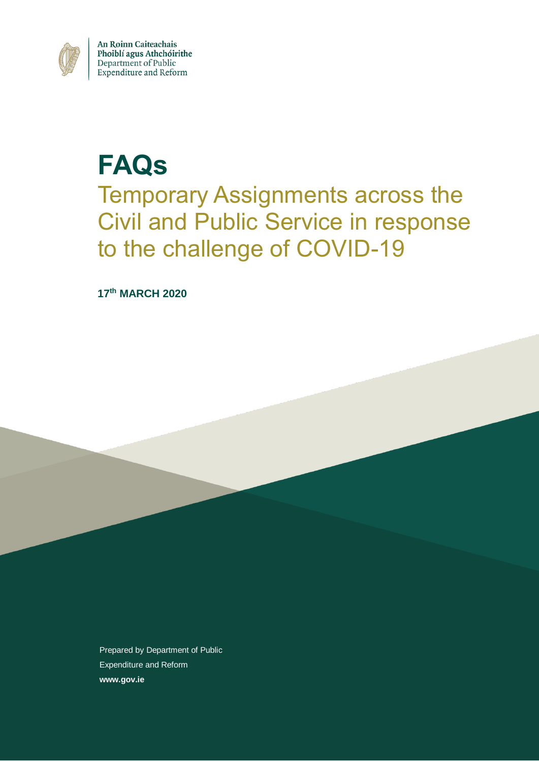An Roinn Caiteachais Phoiblí agus Athchóirithe
Department of Public Expenditure and Reform

# FAQs

## Temporary Assignments across the Civil and Public Service in response to the challenge of COVID-19

**17th MARCH 2020**

Prepared by Department of Public Expenditure and Reform

**www.gov.ie**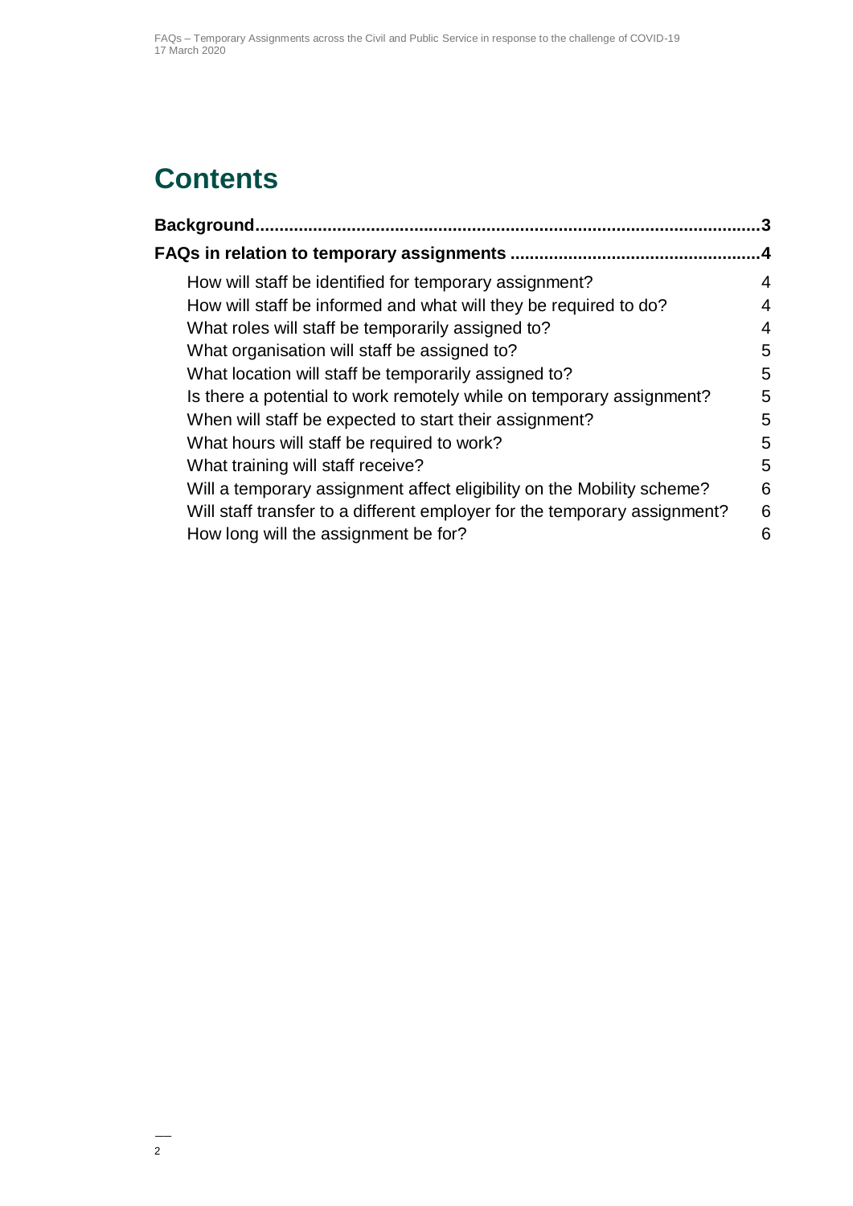# Contents

| | |
|---|---|
| **Background** | **3** |
| **FAQs in relation to temporary assignments** | **4** |
| How will staff be identified for temporary assignment? | 4 |
| How will staff be informed and what will they be required to do? | 4 |
| What roles will staff be temporarily assigned to? | 4 |
| What organisation will staff be assigned to? | 5 |
| What location will staff be temporarily assigned to? | 5 |
| Is there a potential to work remotely while on temporary assignment? | 5 |
| When will staff be expected to start their assignment? | 5 |
| What hours will staff be required to work? | 5 |
| What training will staff receive? | 5 |
| Will a temporary assignment affect eligibility on the Mobility scheme? | 6 |
| Will staff transfer to a different employer for the temporary assignment? | 6 |
| How long will the assignment be for? | 6 |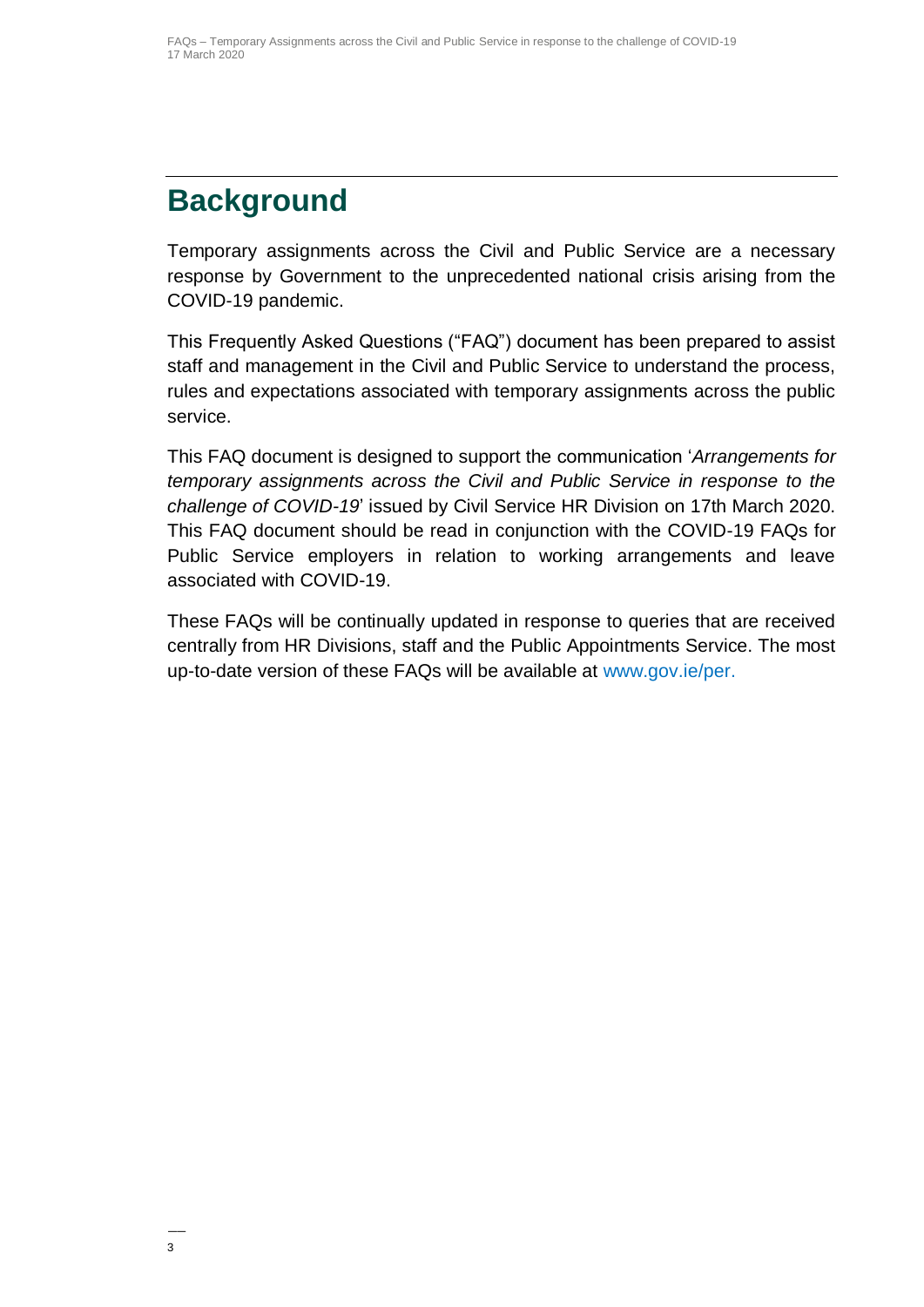# Background

Temporary assignments across the Civil and Public Service are a necessary response by Government to the unprecedented national crisis arising from the COVID-19 pandemic.

This Frequently Asked Questions ("FAQ") document has been prepared to assist staff and management in the Civil and Public Service to understand the process, rules and expectations associated with temporary assignments across the public service.

This FAQ document is designed to support the communication '*Arrangements for temporary assignments across the Civil and Public Service in response to the challenge of COVID-19*' issued by Civil Service HR Division on 17th March 2020. This FAQ document should be read in conjunction with the COVID-19 FAQs for Public Service employers in relation to working arrangements and leave associated with COVID-19.

These FAQs will be continually updated in response to queries that are received centrally from HR Divisions, staff and the Public Appointments Service. The most up-to-date version of these FAQs will be available at www.gov.ie/per.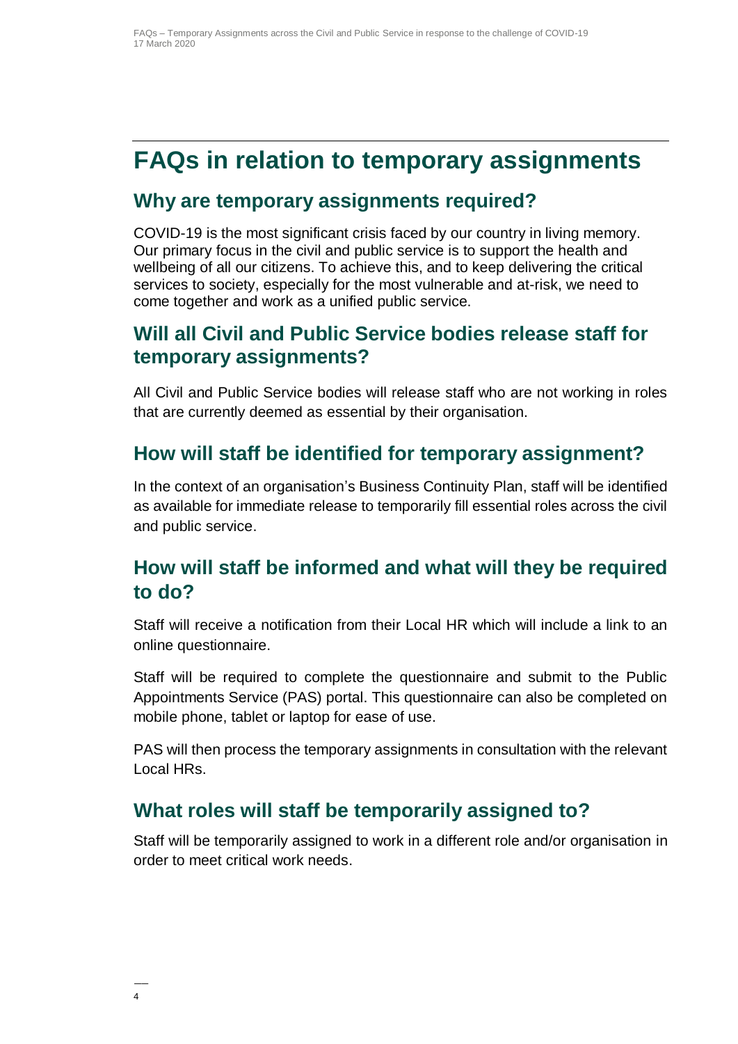# FAQs in relation to temporary assignments

## Why are temporary assignments required?

COVID-19 is the most significant crisis faced by our country in living memory. Our primary focus in the civil and public service is to support the health and wellbeing of all our citizens. To achieve this, and to keep delivering the critical services to society, especially for the most vulnerable and at-risk, we need to come together and work as a unified public service.

## Will all Civil and Public Service bodies release staff for temporary assignments?

All Civil and Public Service bodies will release staff who are not working in roles that are currently deemed as essential by their organisation.

## How will staff be identified for temporary assignment?

In the context of an organisation's Business Continuity Plan, staff will be identified as available for immediate release to temporarily fill essential roles across the civil and public service.

## How will staff be informed and what will they be required to do?

Staff will receive a notification from their Local HR which will include a link to an online questionnaire.

Staff will be required to complete the questionnaire and submit to the Public Appointments Service (PAS) portal. This questionnaire can also be completed on mobile phone, tablet or laptop for ease of use.

PAS will then process the temporary assignments in consultation with the relevant Local HRs.

## What roles will staff be temporarily assigned to?

Staff will be temporarily assigned to work in a different role and/or organisation in order to meet critical work needs.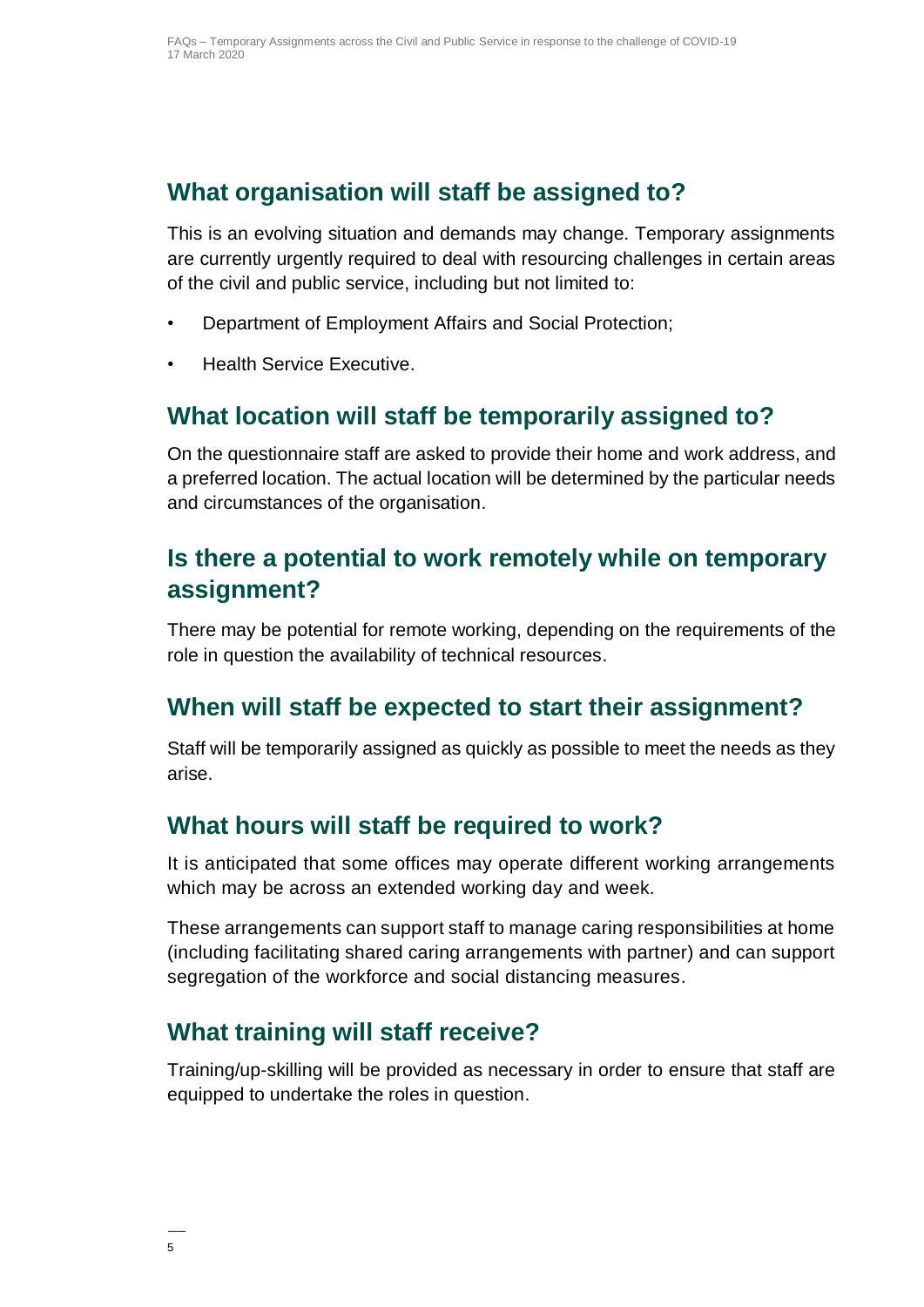## What organisation will staff be assigned to?

This is an evolving situation and demands may change. Temporary assignments are currently urgently required to deal with resourcing challenges in certain areas of the civil and public service, including but not limited to:

- Department of Employment Affairs and Social Protection;
- Health Service Executive.

## What location will staff be temporarily assigned to?

On the questionnaire staff are asked to provide their home and work address, and a preferred location. The actual location will be determined by the particular needs and circumstances of the organisation.

## Is there a potential to work remotely while on temporary assignment?

There may be potential for remote working, depending on the requirements of the role in question the availability of technical resources.

## When will staff be expected to start their assignment?

Staff will be temporarily assigned as quickly as possible to meet the needs as they arise.

## What hours will staff be required to work?

It is anticipated that some offices may operate different working arrangements which may be across an extended working day and week.

These arrangements can support staff to manage caring responsibilities at home (including facilitating shared caring arrangements with partner) and can support segregation of the workforce and social distancing measures.

## What training will staff receive?

Training/up-skilling will be provided as necessary in order to ensure that staff are equipped to undertake the roles in question.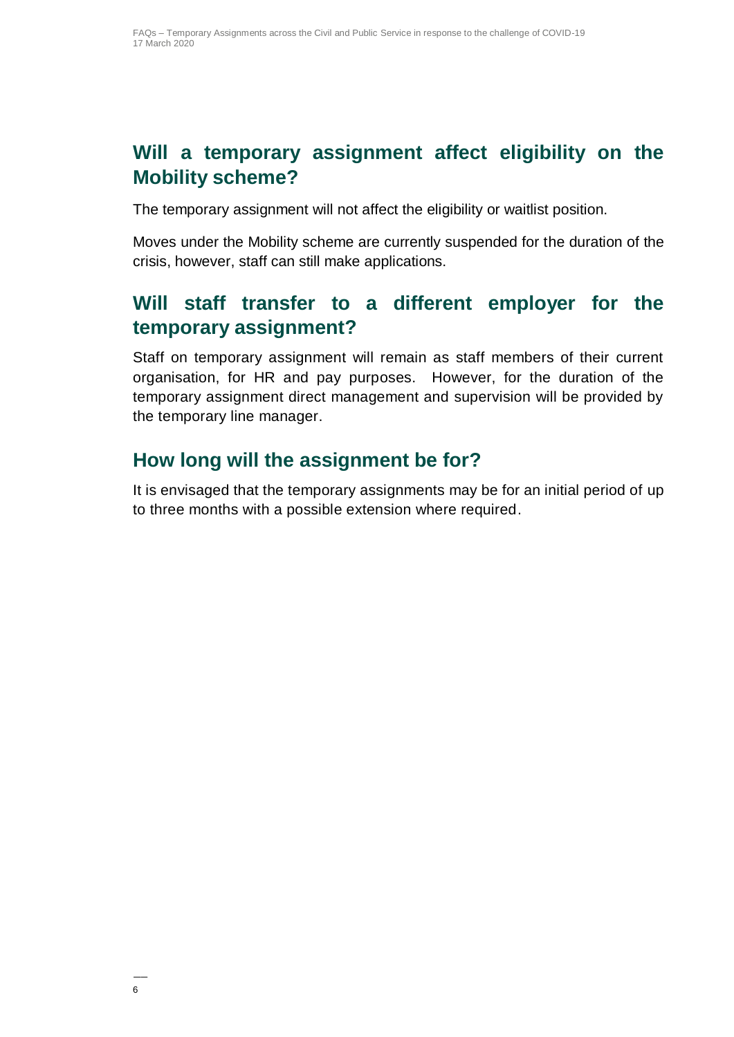## Will a temporary assignment affect eligibility on the Mobility scheme?

The temporary assignment will not affect the eligibility or waitlist position.

Moves under the Mobility scheme are currently suspended for the duration of the crisis, however, staff can still make applications.

## Will staff transfer to a different employer for the temporary assignment?

Staff on temporary assignment will remain as staff members of their current organisation, for HR and pay purposes. However, for the duration of the temporary assignment direct management and supervision will be provided by the temporary line manager.

## How long will the assignment be for?

It is envisaged that the temporary assignments may be for an initial period of up to three months with a possible extension where required.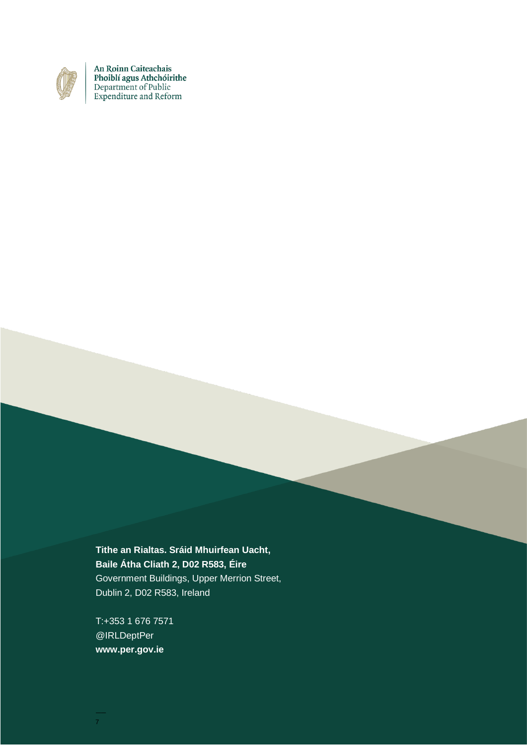An Roinn Caiteachais
Phoiblí agus Athchóirithe
Department of Public
Expenditure and Reform

**Tithe an Rialtas. Sráid Mhuirfean Uacht,**
**Baile Átha Cliath 2, D02 R583, Éire**
Government Buildings, Upper Merrion Street,
Dublin 2, D02 R583, Ireland

T:+353 1 676 7571
@IRLDeptPer
**www.per.gov.ie**